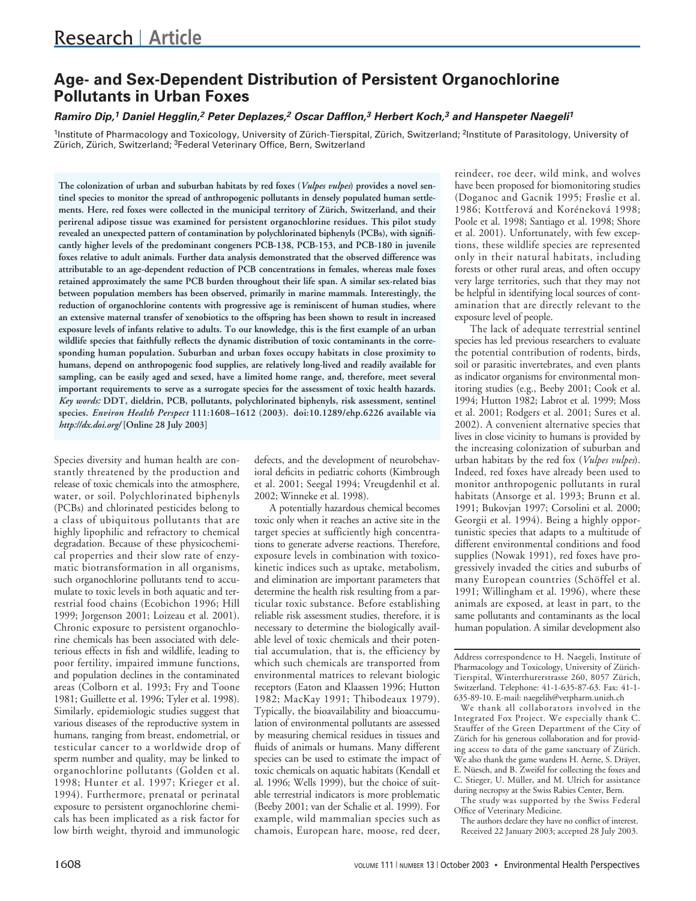# Age- and Sex-Dependent Distribution of Persistent Organochlorine Pollutants in Urban Foxes

***Ramiro Dip,[1] Daniel Hegglin,[2] Peter Deplazes,[2] Oscar Dafflon,[3] Herbert Koch,[3] and Hanspeter Naegeli[1]***

[1]Institute of Pharmacology and Toxicology, University of Zürich-Tierspital, Zürich, Switzerland; [2]Institute of Parasitology, University of Zürich, Zürich, Switzerland; [3]Federal Veterinary Office, Bern, Switzerland

**The colonization of urban and suburban habitats by red foxes (*Vulpes vulpes*) provides a novel sentinel species to monitor the spread of anthropogenic pollutants in densely populated human settlements. Here, red foxes were collected in the municipal territory of Zürich, Switzerland, and their perirenal adipose tissue was examined for persistent organochlorine residues. This pilot study revealed an unexpected pattern of contamination by polychlorinated biphenyls (PCBs), with significantly higher levels of the predominant congeners PCB-138, PCB-153, and PCB-180 in juvenile foxes relative to adult animals. Further data analysis demonstrated that the observed difference was attributable to an age-dependent reduction of PCB concentrations in females, whereas male foxes retained approximately the same PCB burden throughout their life span. A similar sex-related bias between population members has been observed, primarily in marine mammals. Interestingly, the reduction of organochlorine contents with progressive age is reminiscent of human studies, where an extensive maternal transfer of xenobiotics to the offspring has been shown to result in increased exposure levels of infants relative to adults. To our knowledge, this is the first example of an urban wildlife species that faithfully reflects the dynamic distribution of toxic contaminants in the corresponding human population. Suburban and urban foxes occupy habitats in close proximity to humans, depend on anthropogenic food supplies, are relatively long-lived and readily available for sampling, can be easily aged and sexed, have a limited home range, and, therefore, meet several important requirements to serve as a surrogate species for the assessment of toxic health hazards.** ***Key words:*** **DDT, dieldrin, PCB, pollutants, polychlorinated biphenyls, risk assessment, sentinel species.** ***Environ Health Perspect*** **111:1608–1612 (2003). doi:10.1289/ehp.6226 available via** ***http://dx.doi.org/*** **[Online 28 July 2003]**

Species diversity and human health are constantly threatened by the production and release of toxic chemicals into the atmosphere, water, or soil. Polychlorinated biphenyls (PCBs) and chlorinated pesticides belong to a class of ubiquitous pollutants that are highly lipophilic and refractory to chemical degradation. Because of these physicochemical properties and their slow rate of enzymatic biotransformation in all organisms, such organochlorine pollutants tend to accumulate to toxic levels in both aquatic and terrestrial food chains (Ecobichon 1996; Hill 1999; Jorgenson 2001; Loizeau et al. 2001). Chronic exposure to persistent organochlorine chemicals has been associated with deleterious effects in fish and wildlife, leading to poor fertility, impaired immune functions, and population declines in the contaminated areas (Colborn et al. 1993; Fry and Toone 1981; Guillette et al. 1996; Tyler et al. 1998). Similarly, epidemiologic studies suggest that various diseases of the reproductive system in humans, ranging from breast, endometrial, or testicular cancer to a worldwide drop of sperm number and quality, may be linked to organochlorine pollutants (Golden et al. 1998; Hunter et al. 1997; Krieger et al. 1994). Furthermore, prenatal or perinatal exposure to persistent organochlorine chemicals has been implicated as a risk factor for low birth weight, thyroid and immunologic defects, and the development of neurobehavioral deficits in pediatric cohorts (Kimbrough et al. 2001; Seegal 1994; Vreugdenhil et al. 2002; Winneke et al. 1998).

A potentially hazardous chemical becomes toxic only when it reaches an active site in the target species at sufficiently high concentrations to generate adverse reactions. Therefore, exposure levels in combination with toxicokinetic indices such as uptake, metabolism, and elimination are important parameters that determine the health risk resulting from a particular toxic substance. Before establishing reliable risk assessment studies, therefore, it is necessary to determine the biologically available level of toxic chemicals and their potential accumulation, that is, the efficiency by which such chemicals are transported from environmental matrices to relevant biologic receptors (Eaton and Klaassen 1996; Hutton 1982; MacKay 1991; Thibodeaux 1979). Typically, the bioavailability and bioaccumulation of environmental pollutants are assessed by measuring chemical residues in tissues and fluids of animals or humans. Many different species can be used to estimate the impact of toxic chemicals on aquatic habitats (Kendall et al. 1996; Wells 1999), but the choice of suitable terrestrial indicators is more problematic (Beeby 2001; van der Schalie et al. 1999). For example, wild mammalian species such as chamois, European hare, moose, red deer, reindeer, roe deer, wild mink, and wolves have been proposed for biomonitoring studies (Doganoc and Gacnik 1995; Frøslie et al. 1986; Kottferová and Koréneková 1998; Poole et al. 1998; Santiago et al. 1998; Shore et al. 2001). Unfortunately, with few exceptions, these wildlife species are represented only in their natural habitats, including forests or other rural areas, and often occupy very large territories, such that they may not be helpful in identifying local sources of contamination that are directly relevant to the exposure level of people.

The lack of adequate terrestrial sentinel species has led previous researchers to evaluate the potential contribution of rodents, birds, soil or parasitic invertebrates, and even plants as indicator organisms for environmental monitoring studies (e.g., Beeby 2001; Cook et al. 1994; Hutton 1982; Labrot et al. 1999; Moss et al. 2001; Rodgers et al. 2001; Sures et al. 2002). A convenient alternative species that lives in close vicinity to humans is provided by the increasing colonization of suburban and urban habitats by the red fox (*Vulpes vulpes*). Indeed, red foxes have already been used to monitor anthropogenic pollutants in rural habitats (Ansorge et al. 1993; Brunn et al. 1991; Bukovjan 1997; Corsolini et al. 2000; Georgii et al. 1994). Being a highly opportunistic species that adapts to a multitude of different environmental conditions and food supplies (Nowak 1991), red foxes have progressively invaded the cities and suburbs of many European countries (Schöffel et al. 1991; Willingham et al. 1996), where these animals are exposed, at least in part, to the same pollutants and contaminants as the local human population. A similar development also

Address correspondence to H. Naegeli, Institute of Pharmacology and Toxicology, University of Zürich-Tierspital, Winterthurerstrasse 260, 8057 Zürich, Switzerland. Telephone: 41-1-635-87-63. Fax: 41-1-635-89-10. E-mail: naegelih@vetpharm.unizh.ch

We thank all collaborators involved in the Integrated Fox Project. We especially thank C. Stauffer of the Green Department of the City of Zürich for his generous collaboration and for providing access to data of the game sanctuary of Zürich. We also thank the game wardens H. Aerne, S. Dräyer, E. Nüesch, and B. Zweifel for collecting the foxes and C. Stieger, U. Müller, and M. Ulrich for assistance during necropsy at the Swiss Rabies Center, Bern.

The study was supported by the Swiss Federal Office of Veterinary Medicine.

The authors declare they have no conflict of interest.

Received 22 January 2003; accepted 28 July 2003.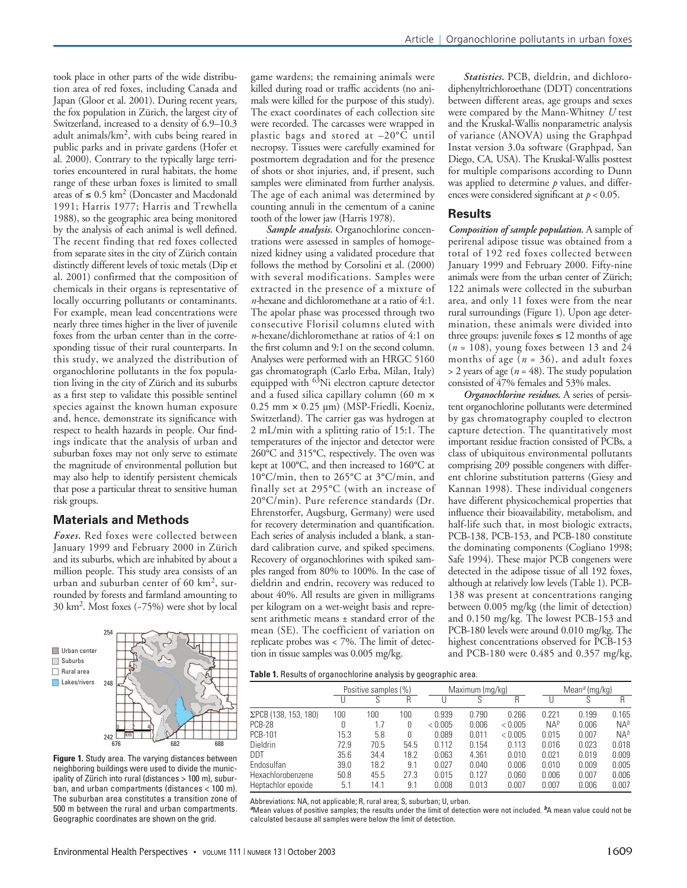took place in other parts of the wide distribution area of red foxes, including Canada and Japan (Gloor et al. 2001). During recent years, the fox population in Zürich, the largest city of Switzerland, increased to a density of 6.9–10.3 adult animals/km², with cubs being reared in public parks and in private gardens (Hofer et al. 2000). Contrary to the typically large territories encountered in rural habitats, the home range of these urban foxes is limited to small areas of ≤ 0.5 km² (Doncaster and Macdonald 1991; Harris 1977; Harris and Trewhella 1988), so the geographic area being monitored by the analysis of each animal is well defined. The recent finding that red foxes collected from separate sites in the city of Zürich contain distinctly different levels of toxic metals (Dip et al. 2001) confirmed that the composition of chemicals in their organs is representative of locally occurring pollutants or contaminants. For example, mean lead concentrations were nearly three times higher in the liver of juvenile foxes from the urban center than in the corresponding tissue of their rural counterparts. In this study, we analyzed the distribution of organochlorine pollutants in the fox population living in the city of Zürich and its suburbs as a first step to validate this possible sentinel species against the known human exposure and, hence, demonstrate its significance with respect to health hazards in people. Our findings indicate that the analysis of urban and suburban foxes may not only serve to estimate the magnitude of environmental pollution but may also help to identify persistent chemicals that pose a particular threat to sensitive human risk groups.

## Materials and Methods

***Foxes.*** Red foxes were collected between January 1999 and February 2000 in Zürich and its suburbs, which are inhabited by about a million people. This study area consists of an urban and suburban center of 60 km², surrounded by forests and farmland amounting to 30 km². Most foxes (~75%) were shot by local game wardens; the remaining animals were killed during road or traffic accidents (no animals were killed for the purpose of this study). The exact coordinates of each collection site were recorded. The carcasses were wrapped in plastic bags and stored at –20°C until necropsy. Tissues were carefully examined for postmortem degradation and for the presence of shots or shot injuries, and, if present, such samples were eliminated from further analysis. The age of each animal was determined by counting annuli in the cementum of a canine tooth of the lower jaw (Harris 1978).

***Sample analysis.*** Organochlorine concentrations were assessed in samples of homogenized kidney using a validated procedure that follows the method by Corsolini et al. (2000) with several modifications. Samples were extracted in the presence of a mixture of *n*-hexane and dichloromethane at a ratio of 4:1. The apolar phase was processed through two consecutive Florisil columns eluted with *n*-hexane/dichloromethane at ratios of 4:1 on the first column and 9:1 on the second column. Analyses were performed with an HRGC 5160 gas chromatograph (Carlo Erba, Milan, Italy) equipped with $^{63}$Ni electron capture detector and a fused silica capillary column (60 m × 0.25 mm × 0.25 µm) (MSP-Friedli, Koeniz, Switzerland). The carrier gas was hydrogen at 2 mL/min with a splitting ratio of 15:1. The temperatures of the injector and detector were 260°C and 315°C, respectively. The oven was kept at 100°C, and then increased to 160°C at 10°C/min, then to 265°C at 3°C/min, and finally set at 295°C (with an increase of 20°C/min). Pure reference standards (Dr. Ehrenstorfer, Augsburg, Germany) were used for recovery determination and quantification. Each series of analysis included a blank, a standard calibration curve, and spiked specimens. Recovery of organochlorines with spiked samples ranged from 80% to 100%. In the case of dieldrin and endrin, recovery was reduced to about 40%. All results are given in milligrams per kilogram on a wet-weight basis and represent arithmetic means ± standard error of the mean (SE). The coefficient of variation on replicate probes was < 7%. The limit of detection in tissue samples was 0.005 mg/kg.

***Statistics.*** PCB, dieldrin, and dichlorodiphenyltrichloroethane (DDT) concentrations between different areas, age groups and sexes were compared by the Mann-Whitney *U* test and the Kruskal-Wallis nonparametric analysis of variance (ANOVA) using the Graphpad Instat version 3.0a software (Graphpad, San Diego, CA, USA). The Kruskal-Wallis posttest for multiple comparisons according to Dunn was applied to determine *p* values, and differences were considered significant at $p < 0.05$.

**Figure 1.** Study area. The varying distances between neighboring buildings were used to divide the municipality of Zürich into rural (distances > 100 m), suburban, and urban compartments (distances < 100 m). The suburban area constitutes a transition zone of 500 m between the rural and urban compartments. Geographic coordinates are shown on the grid.

## Results

***Composition of sample population.*** A sample of perirenal adipose tissue was obtained from a total of 192 red foxes collected between January 1999 and February 2000. Fifty-nine animals were from the urban center of Zürich; 122 animals were collected in the suburban area, and only 11 foxes were from the near rural surroundings (Figure 1). Upon age determination, these animals were divided into three groups: juvenile foxes ≤ 12 months of age (*n* = 108), young foxes between 13 and 24 months of age (*n* = 36), and adult foxes > 2 years of age (*n* = 48). The study population consisted of 47% females and 53% males.

***Organochlorine residues.*** A series of persistent organochlorine pollutants were determined by gas chromatography coupled to electron capture detection. The quantitatively most important residue fraction consisted of PCBs, a class of ubiquitous environmental pollutants comprising 209 possible congeners with different chlorine substitution patterns (Giesy and Kannan 1998). These individual congeners have different physicochemical properties that influence their bioavailability, metabolism, and half-life such that, in most biologic extracts, PCB-138, PCB-153, and PCB-180 constitute the dominating components (Cogliano 1998; Safe 1994). These major PCB congeners were detected in the adipose tissue of all 192 foxes, although at relatively low levels (Table 1). PCB-138 was present at concentrations ranging between 0.005 mg/kg (the limit of detection) and 0.150 mg/kg. The lowest PCB-153 and PCB-180 levels were around 0.010 mg/kg. The highest concentrations observed for PCB-153 and PCB-180 were 0.485 and 0.357 mg/kg,

**Table 1.** Results of organochlorine analysis by geographic area.

| | Positive samples (%) | | | Maximum (mg/kg) | | | Mean[a] (mg/kg) | | |
|---|---|---|---|---|---|---|---|---|---|
| | U | S | R | U | S | R | U | S | R |
| ΣPCB (138, 153, 180) | 100 | 100 | 100 | 0.939 | 0.790 | 0.266 | 0.221 | 0.199 | 0.165 |
| PCB-28 | 0 | 1.7 | 0 | < 0.005 | 0.006 | < 0.005 | NA[b] | 0.006 | NA[b] |
| PCB-101 | 15.3 | 5.8 | 0 | 0.089 | 0.011 | < 0.005 | 0.015 | 0.007 | NA[b] |
| Dieldrin | 72.9 | 70.5 | 54.5 | 0.112 | 0.154 | 0.113 | 0.016 | 0.023 | 0.018 |
| DDT | 35.6 | 34.4 | 18.2 | 0.063 | 4.361 | 0.010 | 0.021 | 0.019 | 0.009 |
| Endosulfan | 39.0 | 18.2 | 9.1 | 0.027 | 0.040 | 0.006 | 0.010 | 0.009 | 0.005 |
| Hexachlorobenzene | 50.8 | 45.5 | 27.3 | 0.015 | 0.127 | 0.060 | 0.006 | 0.007 | 0.006 |
| Heptachlor epoxide | 5.1 | 14.1 | 9.1 | 0.008 | 0.013 | 0.007 | 0.007 | 0.006 | 0.007 |

Abbreviations: NA, not applicable; R, rural area; S, suburban; U, urban.
[a]Mean values of positive samples; the results under the limit of detection were not included. [b]A mean value could not be calculated because all samples were below the limit of detection.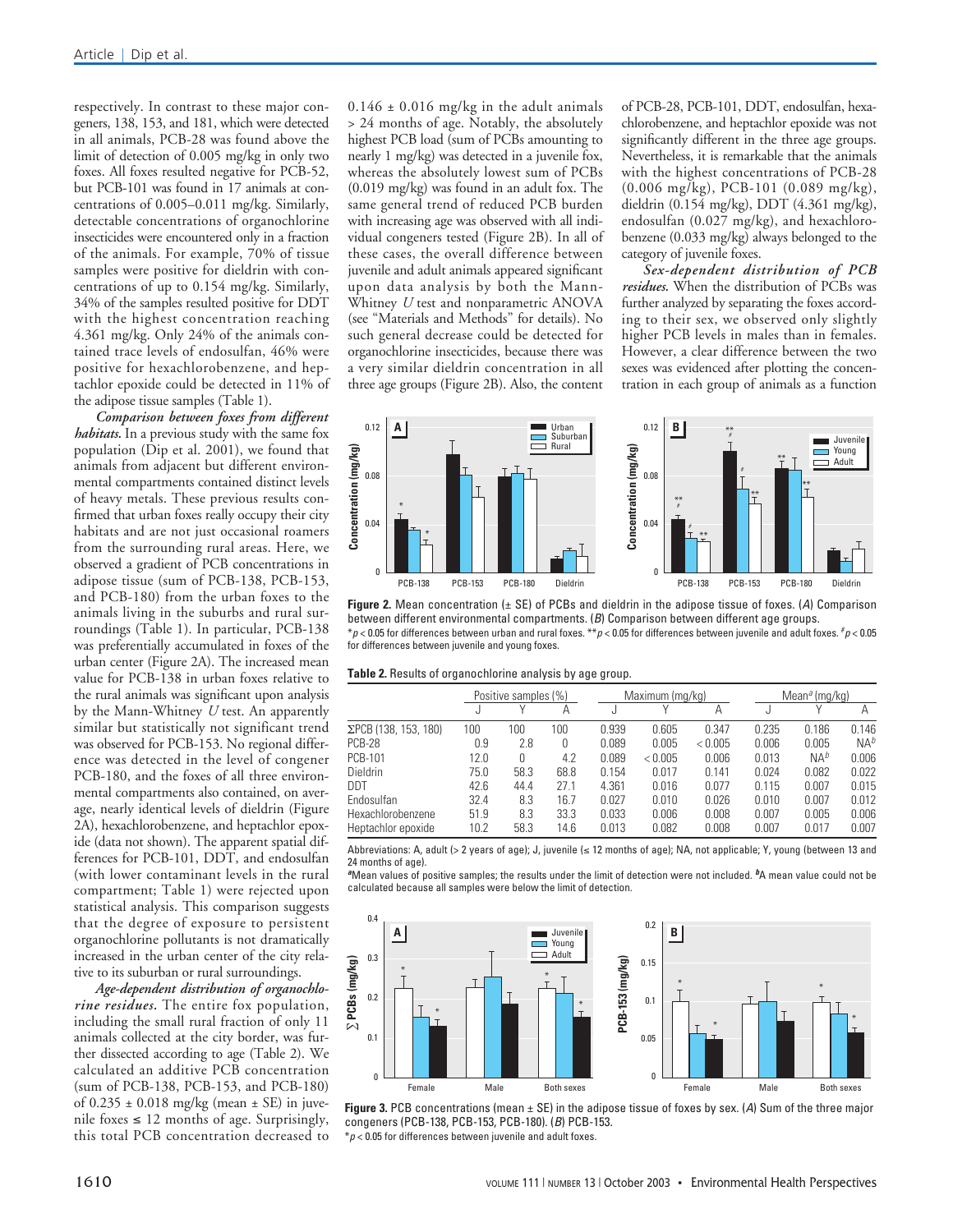respectively. In contrast to these major congeners, 138, 153, and 181, which were detected in all animals, PCB-28 was found above the limit of detection of 0.005 mg/kg in only two foxes. All foxes resulted negative for PCB-52, but PCB-101 was found in 17 animals at concentrations of 0.005–0.011 mg/kg. Similarly, detectable concentrations of organochlorine insecticides were encountered only in a fraction of the animals. For example, 70% of tissue samples were positive for dieldrin with concentrations of up to 0.154 mg/kg. Similarly, 34% of the samples resulted positive for DDT with the highest concentration reaching 4.361 mg/kg. Only 24% of the animals contained trace levels of endosulfan, 46% were positive for hexachlorobenzene, and heptachlor epoxide could be detected in 11% of the adipose tissue samples (Table 1).

***Comparison between foxes from different habitats.*** In a previous study with the same fox population (Dip et al. 2001), we found that animals from adjacent but different environmental compartments contained distinct levels of heavy metals. These previous results confirmed that urban foxes really occupy their city habitats and are not just occasional roamers from the surrounding rural areas. Here, we observed a gradient of PCB concentrations in adipose tissue (sum of PCB-138, PCB-153, and PCB-180) from the urban foxes to the animals living in the suburbs and rural surroundings (Table 1). In particular, PCB-138 was preferentially accumulated in foxes of the urban center (Figure 2A). The increased mean value for PCB-138 in urban foxes relative to the rural animals was significant upon analysis by the Mann-Whitney *U* test. An apparently similar but statistically not significant trend was observed for PCB-153. No regional difference was detected in the level of congener PCB-180, and the foxes of all three environmental compartments also contained, on average, nearly identical levels of dieldrin (Figure 2A), hexachlorobenzene, and heptachlor epoxide (data not shown). The apparent spatial differences for PCB-101, DDT, and endosulfan (with lower contaminant levels in the rural compartment; Table 1) were rejected upon statistical analysis. This comparison suggests that the degree of exposure to persistent organochlorine pollutants is not dramatically increased in the urban center of the city relative to its suburban or rural surroundings.

***Age-dependent distribution of organochlorine residues.*** The entire fox population, including the small rural fraction of only 11 animals collected at the city border, was further dissected according to age (Table 2). We calculated an additive PCB concentration (sum of PCB-138, PCB-153, and PCB-180) of 0.235 ± 0.018 mg/kg (mean ± SE) in juvenile foxes ≤ 12 months of age. Surprisingly, this total PCB concentration decreased to 0.146 ± 0.016 mg/kg in the adult animals > 24 months of age. Notably, the absolutely highest PCB load (sum of PCBs amounting to nearly 1 mg/kg) was detected in a juvenile fox, whereas the absolutely lowest sum of PCBs (0.019 mg/kg) was found in an adult fox. The same general trend of reduced PCB burden with increasing age was observed with all individual congeners tested (Figure 2B). In all of these cases, the overall difference between juvenile and adult animals appeared significant upon data analysis by both the Mann-Whitney *U* test and nonparametric ANOVA (see "Materials and Methods" for details). No such general decrease could be detected for organochlorine insecticides, because there was a very similar dieldrin concentration in all three age groups (Figure 2B). Also, the content of PCB-28, PCB-101, DDT, endosulfan, hexachlorobenzene, and heptachlor epoxide was not significantly different in the three age groups. Nevertheless, it is remarkable that the animals with the highest concentrations of PCB-28 (0.006 mg/kg), PCB-101 (0.089 mg/kg), dieldrin (0.154 mg/kg), DDT (4.361 mg/kg), endosulfan (0.027 mg/kg), and hexachlorobenzene (0.033 mg/kg) always belonged to the category of juvenile foxes.

***Sex-dependent distribution of PCB residues.*** When the distribution of PCBs was further analyzed by separating the foxes according to their sex, we observed only slightly higher PCB levels in males than in females. However, a clear difference between the two sexes was evidenced after plotting the concentration in each group of animals as a function

**Figure 2.** Mean concentration (± SE) of PCBs and dieldrin in the adipose tissue of foxes. (*A*) Comparison between different environmental compartments. (*B*) Comparison between different age groups.
*$p < 0.05$ for differences between urban and rural foxes. **$p < 0.05$ for differences between juvenile and adult foxes. #$p < 0.05$ for differences between juvenile and young foxes.

**Table 2.** Results of organochlorine analysis by age group.

| | Positive samples (%) | | | Maximum (mg/kg) | | | Mean[a] (mg/kg) | | |
|---|---|---|---|---|---|---|---|---|---|
| | J | Y | A | J | Y | A | J | Y | A |
| ΣPCB (138, 153, 180) | 100 | 100 | 100 | 0.939 | 0.605 | 0.347 | 0.235 | 0.186 | 0.146 |
| PCB-28 | 0.9 | 2.8 | 0 | 0.089 | 0.005 | < 0.005 | 0.006 | 0.005 | NA[b] |
| PCB-101 | 12.0 | 0 | 4.2 | 0.089 | < 0.005 | 0.006 | 0.013 | NA[b] | 0.006 |
| Dieldrin | 75.0 | 58.3 | 68.8 | 0.154 | 0.017 | 0.141 | 0.024 | 0.082 | 0.022 |
| DDT | 42.6 | 44.4 | 27.1 | 4.361 | 0.016 | 0.077 | 0.115 | 0.007 | 0.015 |
| Endosulfan | 32.4 | 8.3 | 16.7 | 0.027 | 0.010 | 0.026 | 0.010 | 0.007 | 0.012 |
| Hexachlorobenzene | 51.9 | 8.3 | 33.3 | 0.033 | 0.006 | 0.008 | 0.007 | 0.005 | 0.006 |
| Heptachlor epoxide | 10.2 | 58.3 | 14.6 | 0.013 | 0.082 | 0.008 | 0.007 | 0.017 | 0.007 |

Abbreviations: A, adult (> 2 years of age); J, juvenile (≤ 12 months of age); NA, not applicable; Y, young (between 13 and 24 months of age).
[a]Mean values of positive samples; the results under the limit of detection were not included. [b]A mean value could not be calculated because all samples were below the limit of detection.

**Figure 3.** PCB concentrations (mean ± SE) in the adipose tissue of foxes by sex. (*A*) Sum of the three major congeners (PCB-138, PCB-153, PCB-180). (*B*) PCB-153.
*$p < 0.05$ for differences between juvenile and adult foxes.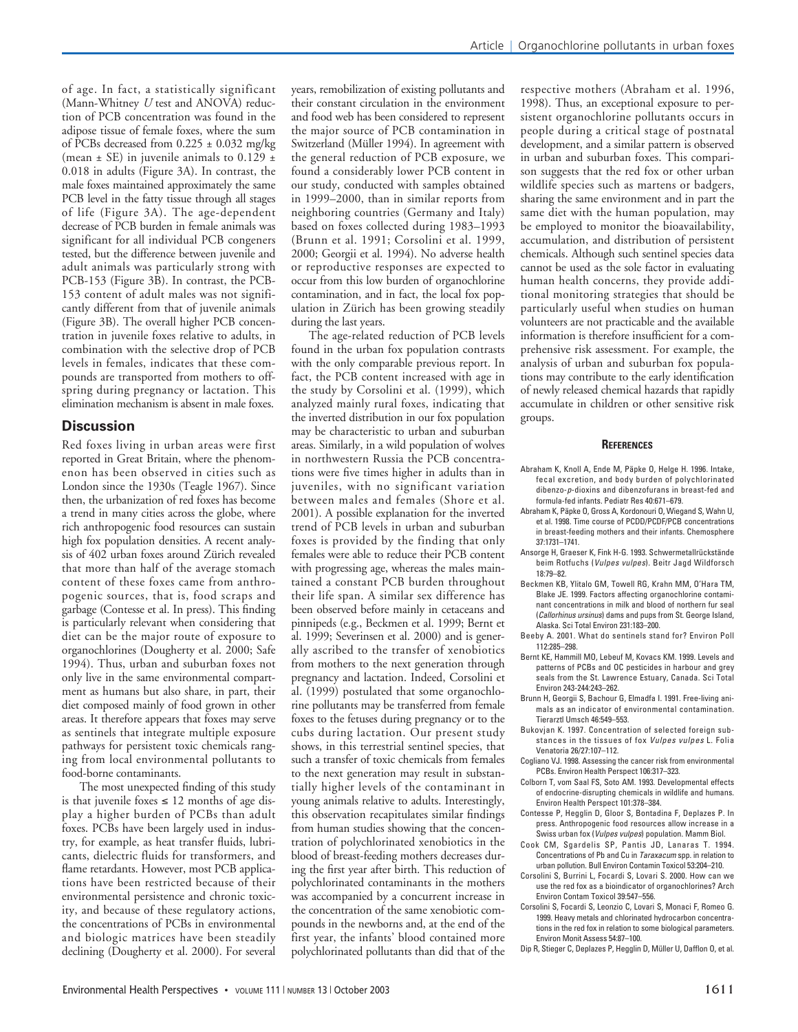of age. In fact, a statistically significant (Mann-Whitney $U$ test and ANOVA) reduction of PCB concentration was found in the adipose tissue of female foxes, where the sum of PCBs decreased from $0.225 \pm 0.032$ mg/kg (mean $\pm$ SE) in juvenile animals to $0.129 \pm 0.018$ in adults (Figure 3A). In contrast, the male foxes maintained approximately the same PCB level in the fatty tissue through all stages of life (Figure 3A). The age-dependent decrease of PCB burden in female animals was significant for all individual PCB congeners tested, but the difference between juvenile and adult animals was particularly strong with PCB-153 (Figure 3B). In contrast, the PCB-153 content of adult males was not significantly different from that of juvenile animals (Figure 3B). The overall higher PCB concentration in juvenile foxes relative to adults, in combination with the selective drop of PCB levels in females, indicates that these compounds are transported from mothers to offspring during pregnancy or lactation. This elimination mechanism is absent in male foxes.

## Discussion

Red foxes living in urban areas were first reported in Great Britain, where the phenomenon has been observed in cities such as London since the 1930s (Teagle 1967). Since then, the urbanization of red foxes has become a trend in many cities across the globe, where rich anthropogenic food resources can sustain high fox population densities. A recent analysis of 402 urban foxes around Zürich revealed that more than half of the average stomach content of these foxes came from anthropogenic sources, that is, food scraps and garbage (Contesse et al. In press). This finding is particularly relevant when considering that diet can be the major route of exposure to organochlorines (Dougherty et al. 2000; Safe 1994). Thus, urban and suburban foxes not only live in the same environmental compartment as humans but also share, in part, their diet composed mainly of food grown in other areas. It therefore appears that foxes may serve as sentinels that integrate multiple exposure pathways for persistent toxic chemicals ranging from local environmental pollutants to food-borne contaminants.

The most unexpected finding of this study is that juvenile foxes $\leq$ 12 months of age display a higher burden of PCBs than adult foxes. PCBs have been largely used in industry, for example, as heat transfer fluids, lubricants, dielectric fluids for transformers, and flame retardants. However, most PCB applications have been restricted because of their environmental persistence and chronic toxicity, and because of these regulatory actions, the concentrations of PCBs in environmental and biologic matrices have been steadily declining (Dougherty et al. 2000). For several years, remobilization of existing pollutants and their constant circulation in the environment and food web has been considered to represent the major source of PCB contamination in Switzerland (Müller 1994). In agreement with the general reduction of PCB exposure, we found a considerably lower PCB content in our study, conducted with samples obtained in 1999–2000, than in similar reports from neighboring countries (Germany and Italy) based on foxes collected during 1983–1993 (Brunn et al. 1991; Corsolini et al. 1999, 2000; Georgii et al. 1994). No adverse health or reproductive responses are expected to occur from this low burden of organochlorine contamination, and in fact, the local fox population in Zürich has been growing steadily during the last years.

The age-related reduction of PCB levels found in the urban fox population contrasts with the only comparable previous report. In fact, the PCB content increased with age in the study by Corsolini et al. (1999), which analyzed mainly rural foxes, indicating that the inverted distribution in our fox population may be characteristic to urban and suburban areas. Similarly, in a wild population of wolves in northwestern Russia the PCB concentrations were five times higher in adults than in juveniles, with no significant variation between males and females (Shore et al. 2001). A possible explanation for the inverted trend of PCB levels in urban and suburban foxes is provided by the finding that only females were able to reduce their PCB content with progressing age, whereas the males maintained a constant PCB burden throughout their life span. A similar sex difference has been observed before mainly in cetaceans and pinnipeds (e.g., Beckmen et al. 1999; Bernt et al. 1999; Severinsen et al. 2000) and is generally ascribed to the transfer of xenobiotics from mothers to the next generation through pregnancy and lactation. Indeed, Corsolini et al. (1999) postulated that some organochlorine pollutants may be transferred from female foxes to the fetuses during pregnancy or to the cubs during lactation. Our present study shows, in this terrestrial sentinel species, that such a transfer of toxic chemicals from females to the next generation may result in substantially higher levels of the contaminant in young animals relative to adults. Interestingly, this observation recapitulates similar findings from human studies showing that the concentration of polychlorinated xenobiotics in the blood of breast-feeding mothers decreases during the first year after birth. This reduction of polychlorinated contaminants in the mothers was accompanied by a concurrent increase in the concentration of the same xenobiotic compounds in the newborns and, at the end of the first year, the infants' blood contained more polychlorinated pollutants than did that of the respective mothers (Abraham et al. 1996, 1998). Thus, an exceptional exposure to persistent organochlorine pollutants occurs in people during a critical stage of postnatal development, and a similar pattern is observed in urban and suburban foxes. This comparison suggests that the red fox or other urban wildlife species such as martens or badgers, sharing the same environment and in part the same diet with the human population, may be employed to monitor the bioavailability, accumulation, and distribution of persistent chemicals. Although such sentinel species data cannot be used as the sole factor in evaluating human health concerns, they provide additional monitoring strategies that should be particularly useful when studies on human volunteers are not practicable and the available information is therefore insufficient for a comprehensive risk assessment. For example, the analysis of urban and suburban fox populations may contribute to the early identification of newly released chemical hazards that rapidly accumulate in children or other sensitive risk groups.

## References

- Abraham K, Knoll A, Ende M, Päpke O, Helge H. 1996. Intake, fecal excretion, and body burden of polychlorinated dibenzo-*p*-dioxins and dibenzofurans in breast-fed and formula-fed infants. Pediatr Res 40:671–679.
- Abraham K, Päpke O, Gross A, Kordonouri O, Wiegand S, Wahn U, et al. 1998. Time course of PCDD/PCDF/PCB concentrations in breast-feeding mothers and their infants. Chemosphere 37:1731–1741.
- Ansorge H, Graeser K, Fink H-G. 1993. Schwermetallrückstände beim Rotfuchs (*Vulpes vulpes*). Beitr Jagd Wildforsch 18:79–82.
- Beckmen KB, Ylitalo GM, Towell RG, Krahn MM, O'Hara TM, Blake JE. 1999. Factors affecting organochlorine contaminant concentrations in milk and blood of northern fur seal (*Callorhinus ursinus*) dams and pups from St. George Island, Alaska. Sci Total Environ 231:183–200.
- Beeby A. 2001. What do sentinels stand for? Environ Poll 112:285–298.
- Bernt KE, Hammill MO, Lebeuf M, Kovacs KM. 1999. Levels and patterns of PCBs and OC pesticides in harbour and grey seals from the St. Lawrence Estuary, Canada. Sci Total Environ 243-244:243–262.
- Brunn H, Georgii S, Bachour G, Elmadfa I. 1991. Free-living animals as an indicator of environmental contamination. Tierarztl Umsch 46:549–553.
- Bukovjan K. 1997. Concentration of selected foreign substances in the tissues of fox *Vulpes vulpes* L. Folia Venatoria 26/27:107–112.
- Cogliano VJ. 1998. Assessing the cancer risk from environmental PCBs. Environ Health Perspect 106:317–323.
- Colborn T, vom Saal FS, Soto AM. 1993. Developmental effects of endocrine-disrupting chemicals in wildlife and humans. Environ Health Perspect 101:378–384.
- Contesse P, Hegglin D, Gloor S, Bontadina F, Deplazes P. In press. Anthropogenic food resources allow increase in a Swiss urban fox (*Vulpes vulpes*) population. Mamm Biol.
- Cook CM, Sgardelis SP, Pantis JD, Lanaras T. 1994. Concentrations of Pb and Cu in *Taraxacum* spp. in relation to urban pollution. Bull Environ Contamin Toxicol 53:204–210.
- Corsolini S, Burrini L, Focardi S, Lovari S. 2000. How can we use the red fox as a bioindicator of organochlorines? Arch Environ Contam Toxicol 39:547–556.
- Corsolini S, Focardi S, Leonzio C, Lovari S, Monaci F, Romeo G. 1999. Heavy metals and chlorinated hydrocarbon concentrations in the red fox in relation to some biological parameters. Environ Monit Assess 54:87–100.
- Dip R, Stieger C, Deplazes P, Hegglin D, Müller U, Dafflon O, et al.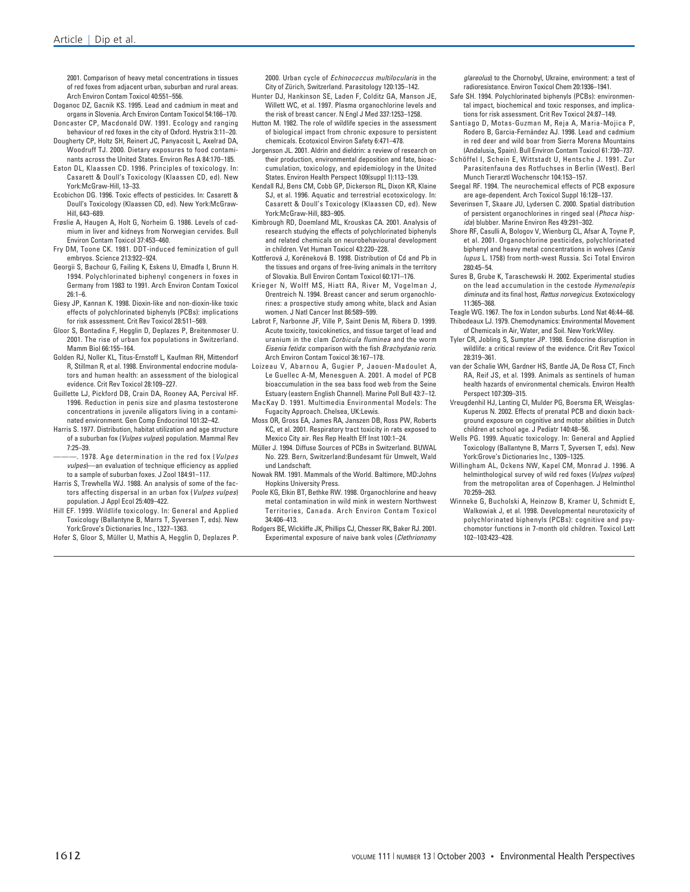2001. Comparison of heavy metal concentrations in tissues of red foxes from adjacent urban, suburban and rural areas. Arch Environ Contam Toxicol 40:551–556.

Doganoc DZ, Gacnik KS. 1995. Lead and cadmium in meat and organs in Slovenia. Arch Environ Contam Toxicol 54:166–170.

Doncaster CP, Macdonald DW. 1991. Ecology and ranging behaviour of red foxes in the city of Oxford. Hystrix 3:11–20.

Dougherty CP, Holtz SH, Reinert JC, Panyacosit L, Axelrad DA, Woodruff TJ. 2000. Dietary exposures to food contaminants across the United States. Environ Res A 84:170–185.

Eaton DL, Klaassen CD. 1996. Principles of toxicology. In: Casarett & Doull's Toxicology (Klaassen CD, ed). New York:McGraw-Hill, 13–33.

Ecobichon DG. 1996. Toxic effects of pesticides. In: Casarett & Doull's Toxicology (Klaassen CD, ed). New York:McGraw-Hill, 643–689.

Frøslie A, Haugen A, Holt G, Norheim G. 1986. Levels of cadmium in liver and kidneys from Norwegian cervides. Bull Environ Contam Toxicol 37:453–460.

Fry DM, Toone CK. 1981. DDT-induced feminization of gull embryos. Science 213:922–924.

Georgii S, Bachour G, Failing K, Eskens U, Elmadfa I, Brunn H. 1994. Polychlorinated biphenyl congeners in foxes in Germany from 1983 to 1991. Arch Environ Contam Toxicol 26:1–6.

Giesy JP, Kannan K. 1998. Dioxin-like and non-dioxin-like toxic effects of polychlorinated biphenyls (PCBs): implications for risk assessment. Crit Rev Toxicol 28:511–569.

Gloor S, Bontadina F, Hegglin D, Deplazes P, Breitenmoser U. 2001. The rise of urban fox populations in Switzerland. Mamm Biol 66:155–164.

Golden RJ, Noller KL, Titus-Ernstoff L, Kaufman RH, Mittendorf R, Stillman R, et al. 1998. Environmental endocrine modulators and human health: an assessment of the biological evidence. Crit Rev Toxicol 28:109–227.

Guillette LJ, Pickford DB, Crain DA, Rooney AA, Percival HF. 1996. Reduction in penis size and plasma testosterone concentrations in juvenile alligators living in a contaminated environment. Gen Comp Endocrinol 101:32–42.

Harris S. 1977. Distribution, habitat utilization and age structure of a suburban fox (*Vulpes vulpes*) population. Mammal Rev 7:25–39.

———. 1978. Age determination in the red fox (*Vulpes vulpes*)—an evaluation of technique efficiency as applied to a sample of suburban foxes. J Zool 184:91–117.

Harris S, Trewhella WJ. 1988. An analysis of some of the factors affecting dispersal in an urban fox (*Vulpes vulpes*) population. J Appl Ecol 25:409–422.

Hill EF. 1999. Wildlife toxicology. In: General and Applied Toxicology (Ballantyne B, Marrs T, Syversen T, eds). New York:Grove's Dictionaries Inc., 1327–1363.

Hofer S, Gloor S, Müller U, Mathis A, Hegglin D, Deplazes P. 2000. Urban cycle of *Echinococcus multilocularis* in the City of Zürich, Switzerland. Parasitology 120:135–142.

Hunter DJ, Hankinson SE, Laden F, Colditz GA, Manson JE, Willett WC, et al. 1997. Plasma organochlorine levels and the risk of breast cancer. N Engl J Med 337:1253–1258.

Hutton M. 1982. The role of wildlife species in the assessment of biological impact from chronic exposure to persistent chemicals. Ecotoxicol Environ Safety 6:471–478.

Jorgenson JL. 2001. Aldrin and dieldrin: a review of research on their production, environmental deposition and fate, bioaccumulation, toxicology, and epidemiology in the United States. Environ Health Perspect 109(suppl 1):113–139.

Kendall RJ, Bens CM, Cobb GP, Dickerson RL, Dixon KR, Klaine SJ, et al. 1996. Aquatic and terrestrial ecotoxicology. In: Casarett & Doull's Toxicology (Klaassen CD, ed). New York:McGraw-Hill, 883–905.

Kimbrough RD, Doemland ML, Krouskas CA. 2001. Analysis of research studying the effects of polychlorinated biphenyls and related chemicals on neurobehavioural development in children. Vet Human Toxicol 43:220–228.

Kottferová J, Koréneková B. 1998. Distribution of Cd and Pb in the tissues and organs of free-living animals in the territory of Slovakia. Bull Environ Contam Toxicol 60:171–176.

Krieger N, Wolff MS, Hiatt RA, River M, Vogelman J, Orentreich N. 1994. Breast cancer and serum organochlorines: a prospective study among white, black and Asian women. J Natl Cancer Inst 86:589–599.

Labrot F, Narbonne JF, Ville P, Saint Denis M, Ribera D. 1999. Acute toxicity, toxicokinetics, and tissue target of lead and uranium in the clam *Corbicula fluminea* and the worm *Eisenia fetida*: comparison with the fish *Brachydanio rerio*. Arch Environ Contam Toxicol 36:167–178.

Loizeau V, Abarnou A, Gugier P, Jaouen-Madoulet A, Le Guellec A-M, Menesguen A. 2001. A model of PCB bioaccumulation in the sea bass food web from the Seine Estuary (eastern English Channel). Marine Poll Bull 43:7–12.

MacKay D. 1991. Multimedia Environmental Models: The Fugacity Approach. Chelsea, UK:Lewis.

Moss OR, Gross EA, James RA, Janszen DB, Ross PW, Roberts KC, et al. 2001. Respiratory tract toxicity in rats exposed to Mexico City air. Res Rep Health Eff Inst 100:1–24.

Müller J. 1994. Diffuse Sources of PCBs in Switzerland. BUWAL No. 229. Bern, Switzerland:Bundesamt für Umwelt, Wald und Landschaft.

Nowak RM. 1991. Mammals of the World. Baltimore, MD:Johns Hopkins University Press.

Poole KG, Elkin BT, Bethke RW. 1998. Organochlorine and heavy metal contamination in wild mink in western Northwest Territories, Canada. Arch Environ Contam Toxicol 34:406–413.

Rodgers BE, Wickliffe JK, Phillips CJ, Chesser RK, Baker RJ. 2001. Experimental exposure of naive bank voles (*Clethrionomy glareolus*) to the Chornobyl, Ukraine, environment: a test of radioresistance. Environ Toxicol Chem 20:1936–1941.

Safe SH. 1994. Polychlorinated biphenyls (PCBs): environmental impact, biochemical and toxic responses, and implications for risk assessment. Crit Rev Toxicol 24:87–149.

Santiago D, Motas-Guzman M, Reja A, Maria-Mojica P, Rodero B, Garcia-Fernández AJ. 1998. Lead and cadmium in red deer and wild boar from Sierra Morena Mountains (Andalusia, Spain). Bull Environ Contam Toxicol 61:730–737.

Schöffel I, Schein E, Wittstadt U, Hentsche J. 1991. Zur Parasitenfauna des Rotfuchses in Berlin (West). Berl Munch Tierarztl Wochenschr 104:153–157.

Seegal RF. 1994. The neurochemical effects of PCB exposure are age-dependent. Arch Toxicol Suppl 16:128–137.

Severinsen T, Skaare JU, Lydersen C. 2000. Spatial distribution of persistent organochlorines in ringed seal (*Phoca hispida*) blubber. Marine Environ Res 49:291–302.

Shore RF, Casulli A, Bologov V, Wienburg CL, Afsar A, Toyne P, et al. 2001. Organochlorine pesticides, polychlorinated biphenyl and heavy metal concentrations in wolves (*Canis lupus* L. 1758) from north-west Russia. Sci Total Environ 280:45–54.

Sures B, Grube K, Taraschewski H. 2002. Experimental studies on the lead accumulation in the cestode *Hymenolepis diminuta* and its final host, *Rattus norvegicus*. Exotoxicology 11:365–368.

Teagle WG. 1967. The fox in London suburbs. Lond Nat 46:44–68.

Thibodeaux LJ. 1979. Chemodynamics: Environmental Movement of Chemicals in Air, Water, and Soil. New York:Wiley.

Tyler CR, Jobling S, Sumpter JP. 1998. Endocrine disruption in wildlife: a critical review of the evidence. Crit Rev Toxicol 28:319–361.

van der Schalie WH, Gardner HS, Bantle JA, De Rosa CT, Finch RA, Reif JS, et al. 1999. Animals as sentinels of human health hazards of environmental chemicals. Environ Health Perspect 107:309–315.

Vreugdenhil HJ, Lanting CI, Mulder PG, Boersma ER, Weisglas-Kuperus N. 2002. Effects of prenatal PCB and dioxin background exposure on cognitive and motor abilities in Dutch children at school age. J Pediatr 140:48–56.

Wells PG. 1999. Aquatic toxicology. In: General and Applied Toxicology (Ballantyne B, Marrs T, Syversen T, eds). New York:Grove's Dictionaries Inc., 1309–1325.

Willingham AL, Ockens NW, Kapel CM, Monrad J. 1996. A helminthological survey of wild red foxes (*Vulpes vulpes*) from the metropolitan area of Copenhagen. J Helminthol 70:259–263.

Winneke G, Bucholski A, Heinzow B, Kramer U, Schmidt E, Walkowiak J, et al. 1998. Developmental neurotoxicity of polychlorinated biphenyls (PCBs): cognitive and psychomotor functions in 7-month old children. Toxicol Lett 102–103:423–428.